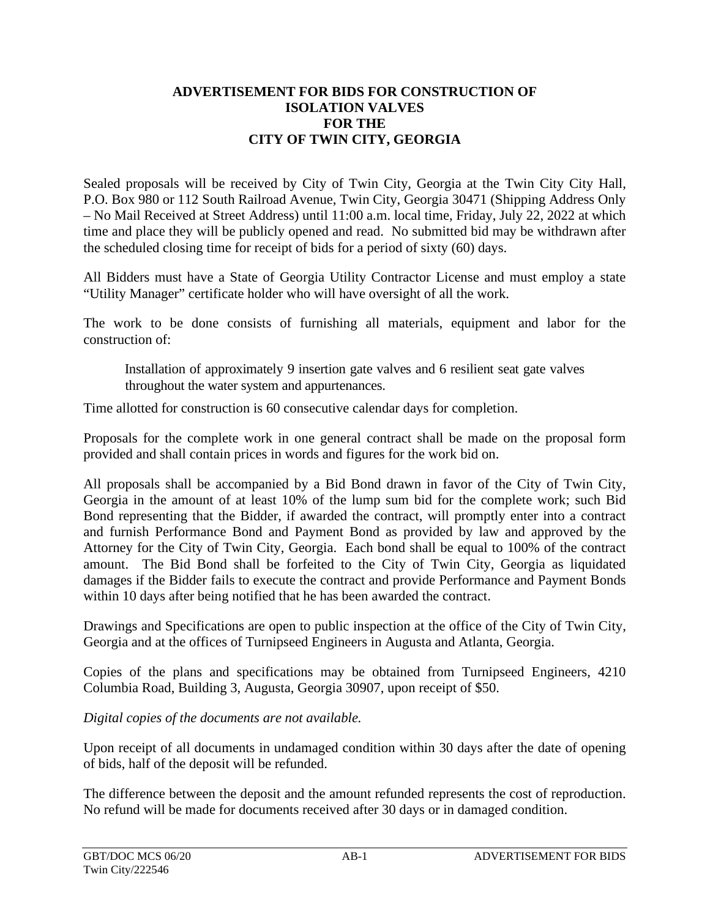# ADVERTISEMENT FOR BIDS FOR CONSTRUCTION OF ISOLATION VALVES FOR THE CITY OF TWIN CITY, GEORGIA

Sealed proposals will be received by City of Twin City, Georgia at the Twin City City Hall, P.O. Box 980 or 112 South Railroad Avenue, Twin City, Georgia 30471 (Shipping Address Only – No Mail Received at Street Address) until 11:00 a.m. local time, Friday, July 22, 2022 at which time and place they will be publicly opened and read. No submitted bid may be withdrawn after the scheduled closing time for receipt of bids for a period of sixty (60) days.

All Bidders must have a State of Georgia Utility Contractor License and must employ a state "Utility Manager" certificate holder who will have oversight of all the work.

The work to be done consists of furnishing all materials, equipment and labor for the construction of:

> Installation of approximately 9 insertion gate valves and 6 resilient seat gate valves throughout the water system and appurtenances.

Time allotted for construction is 60 consecutive calendar days for completion.

Proposals for the complete work in one general contract shall be made on the proposal form provided and shall contain prices in words and figures for the work bid on.

All proposals shall be accompanied by a Bid Bond drawn in favor of the City of Twin City, Georgia in the amount of at least 10% of the lump sum bid for the complete work; such Bid Bond representing that the Bidder, if awarded the contract, will promptly enter into a contract and furnish Performance Bond and Payment Bond as provided by law and approved by the Attorney for the City of Twin City, Georgia. Each bond shall be equal to 100% of the contract amount. The Bid Bond shall be forfeited to the City of Twin City, Georgia as liquidated damages if the Bidder fails to execute the contract and provide Performance and Payment Bonds within 10 days after being notified that he has been awarded the contract.

Drawings and Specifications are open to public inspection at the office of the City of Twin City, Georgia and at the offices of Turnipseed Engineers in Augusta and Atlanta, Georgia.

Copies of the plans and specifications may be obtained from Turnipseed Engineers, 4210 Columbia Road, Building 3, Augusta, Georgia 30907, upon receipt of $50.

*Digital copies of the documents are not available.*

Upon receipt of all documents in undamaged condition within 30 days after the date of opening of bids, half of the deposit will be refunded.

The difference between the deposit and the amount refunded represents the cost of reproduction. No refund will be made for documents received after 30 days or in damaged condition.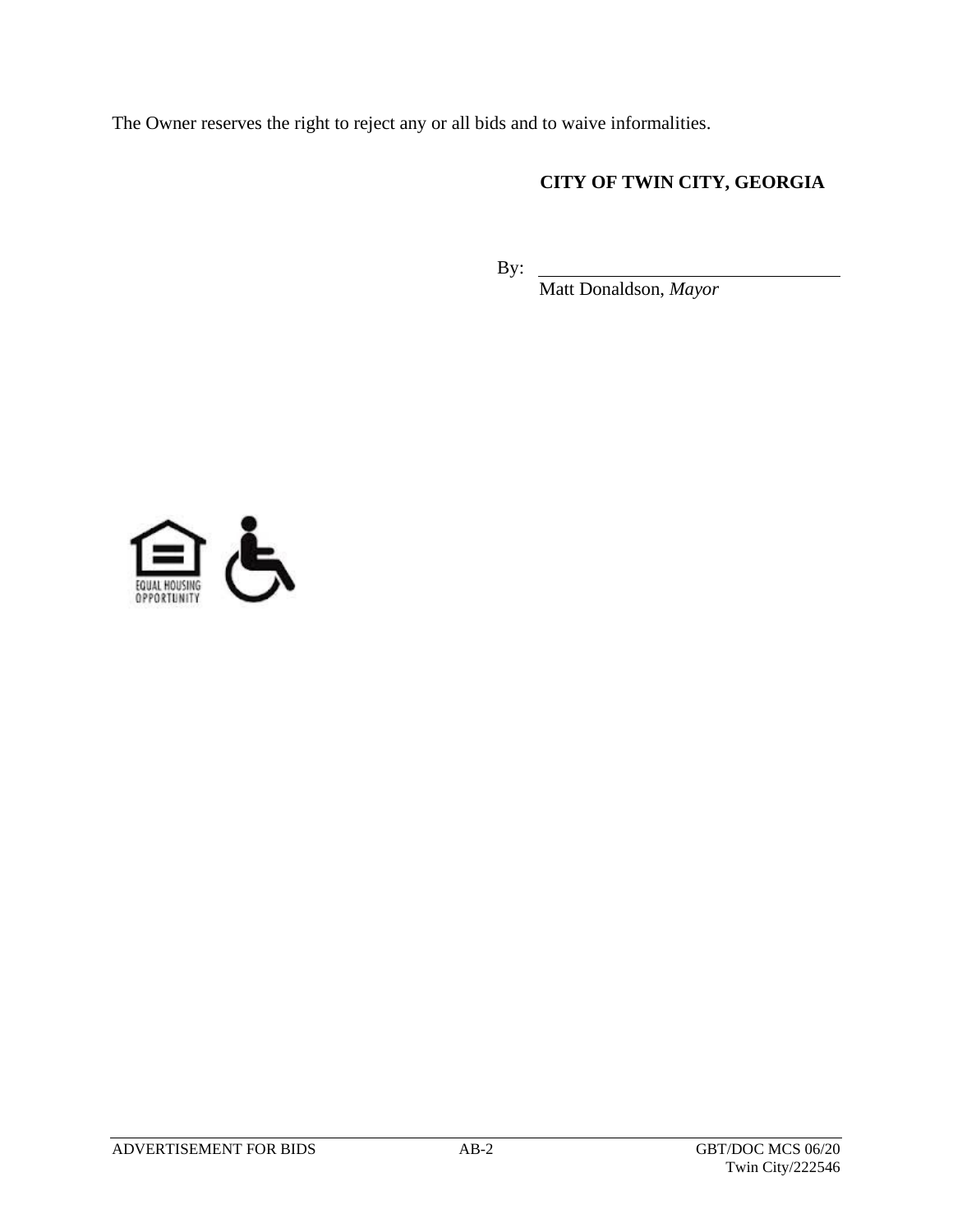The Owner reserves the right to reject any or all bids and to waive informalities.

**CITY OF TWIN CITY, GEORGIA**

By: \_\_\_\_\_\_\_\_\_\_\_\_\_\_\_\_\_\_\_\_\_\_\_\_\_\_\_\_\_\_\_\_

Matt Donaldson, *Mayor*

EQUAL HOUSING OPPORTUNITY